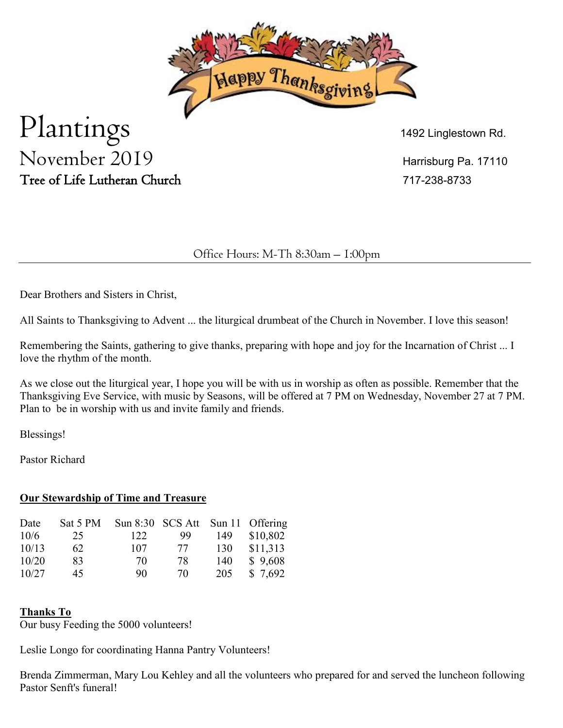Happy Thanksgiving

# Plantings

## November 2019

### Tree of Life Lutheran Church

1492 Linglestown Rd.

Harrisburg Pa. 17110

717-238-8733

Office Hours: M-Th 8:30am – 1:00pm

---

Dear Brothers and Sisters in Christ,

All Saints to Thanksgiving to Advent ... the liturgical drumbeat of the Church in November. I love this season!

Remembering the Saints, gathering to give thanks, preparing with hope and joy for the Incarnation of Christ ... I love the rhythm of the month.

As we close out the liturgical year, I hope you will be with us in worship as often as possible. Remember that the Thanksgiving Eve Service, with music by Seasons, will be offered at 7 PM on Wednesday, November 27 at 7 PM. Plan to be in worship with us and invite family and friends.

Blessings!

Pastor Richard

**Our Stewardship of Time and Treasure**

| Date | Sat 5 PM | Sun 8:30 | SCS Att | Sun 11 | Offering |
|---|---|---|---|---|---|
| 10/6 | 25 | 122 | 99 | 149 | $10,802 |
| 10/13 | 62 | 107 | 77 | 130 | $11,313 |
| 10/20 | 83 | 70 | 78 | 140 | $ 9,608 |
| 10/27 | 45 | 90 | 70 | 205 | $ 7,692 |

**Thanks To**

Our busy Feeding the 5000 volunteers!

Leslie Longo for coordinating Hanna Pantry Volunteers!

Brenda Zimmerman, Mary Lou Kehley and all the volunteers who prepared for and served the luncheon following Pastor Senft's funeral!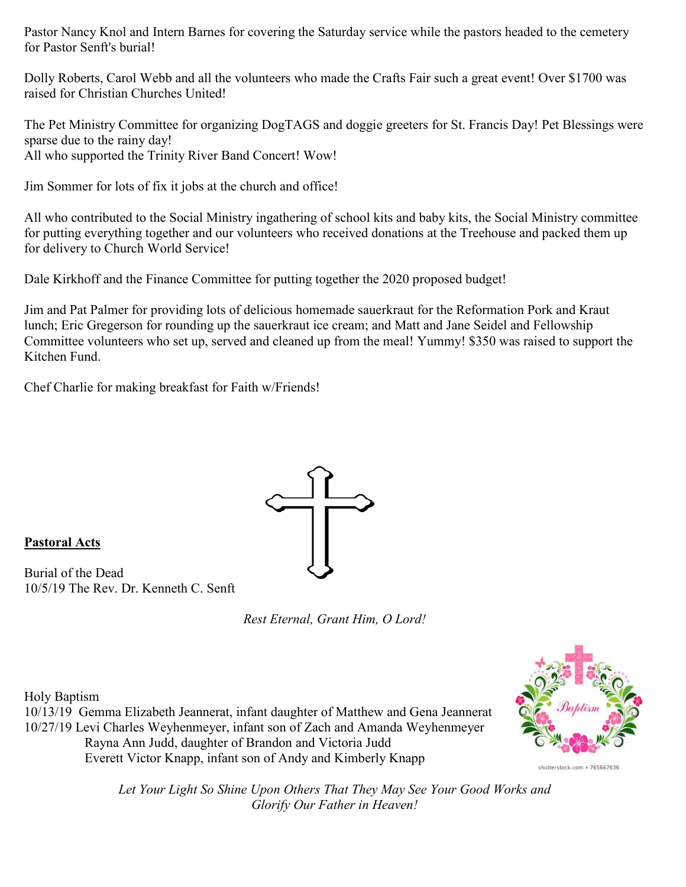Pastor Nancy Knol and Intern Barnes for covering the Saturday service while the pastors headed to the cemetery for Pastor Senft's burial!

Dolly Roberts, Carol Webb and all the volunteers who made the Crafts Fair such a great event! Over $1700 was raised for Christian Churches United!

The Pet Ministry Committee for organizing DogTAGS and doggie greeters for St. Francis Day! Pet Blessings were sparse due to the rainy day!
All who supported the Trinity River Band Concert! Wow!

Jim Sommer for lots of fix it jobs at the church and office!

All who contributed to the Social Ministry ingathering of school kits and baby kits, the Social Ministry committee for putting everything together and our volunteers who received donations at the Treehouse and packed them up for delivery to Church World Service!

Dale Kirkhoff and the Finance Committee for putting together the 2020 proposed budget!

Jim and Pat Palmer for providing lots of delicious homemade sauerkraut for the Reformation Pork and Kraut lunch; Eric Gregerson for rounding up the sauerkraut ice cream; and Matt and Jane Seidel and Fellowship Committee volunteers who set up, served and cleaned up from the meal! Yummy! $350 was raised to support the Kitchen Fund.

Chef Charlie for making breakfast for Faith w/Friends!

**Pastoral Acts**

Burial of the Dead
10/5/19 The Rev. Dr. Kenneth C. Senft

*Rest Eternal, Grant Him, O Lord!*

Holy Baptism
10/13/19 Gemma Elizabeth Jeannerat, infant daughter of Matthew and Gena Jeannerat
10/27/19 Levi Charles Weyhenmeyer, infant son of Zach and Amanda Weyhenmeyer
Rayna Ann Judd, daughter of Brandon and Victoria Judd
Everett Victor Knapp, infant son of Andy and Kimberly Knapp

*Let Your Light So Shine Upon Others That They May See Your Good Works and Glorify Our Father in Heaven!*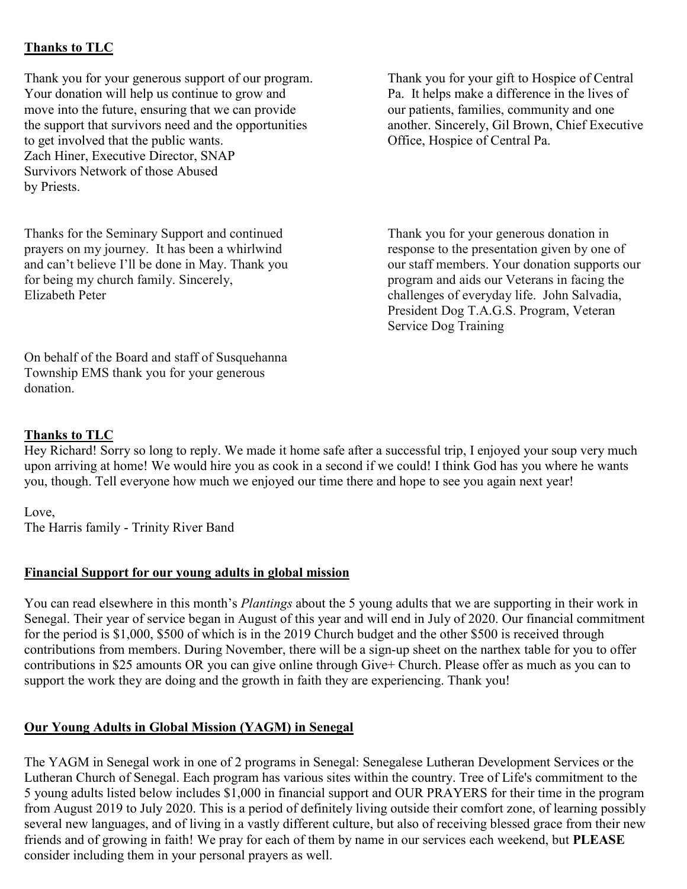**Thanks to TLC**

Thank you for your generous support of our program. Your donation will help us continue to grow and move into the future, ensuring that we can provide the support that survivors need and the opportunities to get involved that the public wants.
Zach Hiner, Executive Director, SNAP
Survivors Network of those Abused
by Priests.

Thank you for your gift to Hospice of Central Pa. It helps make a difference in the lives of our patients, families, community and one another. Sincerely, Gil Brown, Chief Executive Office, Hospice of Central Pa.

Thanks for the Seminary Support and continued prayers on my journey. It has been a whirlwind and can't believe I'll be done in May. Thank you for being my church family. Sincerely,
Elizabeth Peter

Thank you for your generous donation in response to the presentation given by one of our staff members. Your donation supports our program and aids our Veterans in facing the challenges of everyday life. John Salvadia, President Dog T.A.G.S. Program, Veteran Service Dog Training

On behalf of the Board and staff of Susquehanna Township EMS thank you for your generous donation.

**Thanks to TLC**

Hey Richard! Sorry so long to reply. We made it home safe after a successful trip, I enjoyed your soup very much upon arriving at home! We would hire you as cook in a second if we could! I think God has you where he wants you, though. Tell everyone how much we enjoyed our time there and hope to see you again next year!

Love,
The Harris family - Trinity River Band

**Financial Support for our young adults in global mission**

You can read elsewhere in this month's *Plantings* about the 5 young adults that we are supporting in their work in Senegal. Their year of service began in August of this year and will end in July of 2020. Our financial commitment for the period is $1,000, $500 of which is in the 2019 Church budget and the other $500 is received through contributions from members. During November, there will be a sign-up sheet on the narthex table for you to offer contributions in $25 amounts OR you can give online through Give+ Church. Please offer as much as you can to support the work they are doing and the growth in faith they are experiencing. Thank you!

**Our Young Adults in Global Mission (YAGM) in Senegal**

The YAGM in Senegal work in one of 2 programs in Senegal: Senegalese Lutheran Development Services or the Lutheran Church of Senegal. Each program has various sites within the country. Tree of Life's commitment to the 5 young adults listed below includes $1,000 in financial support and OUR PRAYERS for their time in the program from August 2019 to July 2020. This is a period of definitely living outside their comfort zone, of learning possibly several new languages, and of living in a vastly different culture, but also of receiving blessed grace from their new friends and of growing in faith! We pray for each of them by name in our services each weekend, but **PLEASE** consider including them in your personal prayers as well.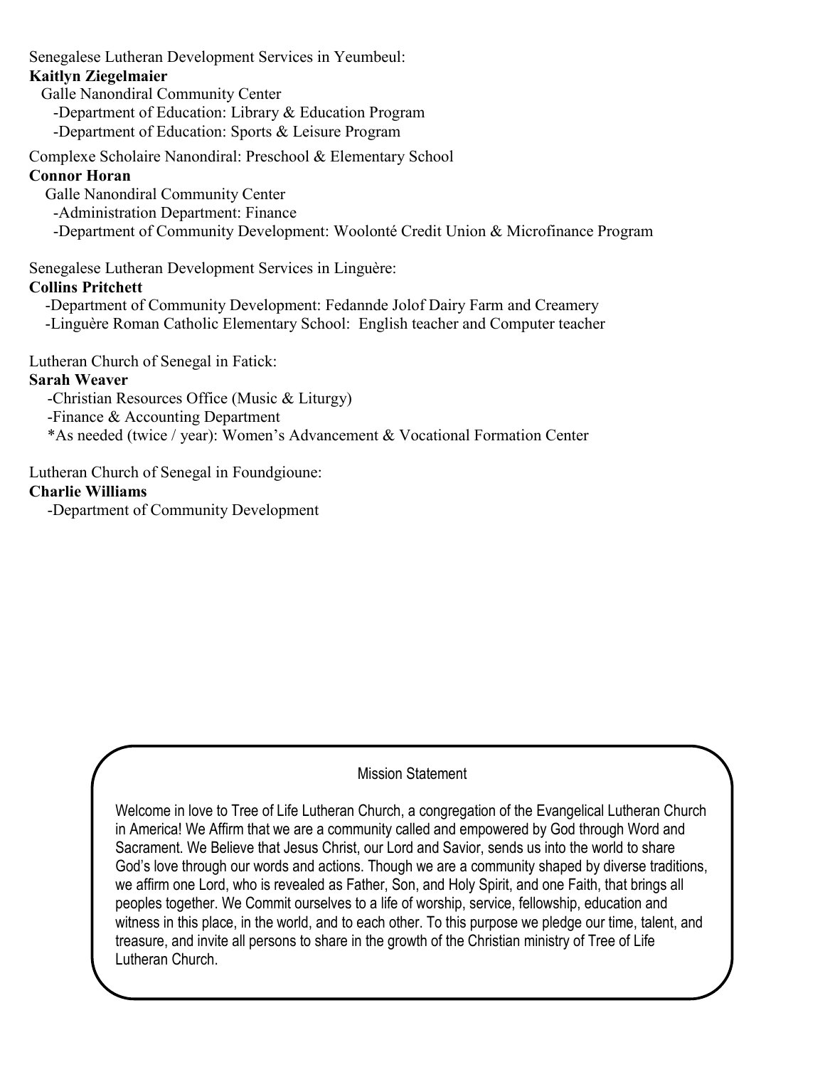Senegalese Lutheran Development Services in Yeumbeul:

**Kaitlyn Ziegelmaier**

Galle Nanondiral Community Center

- Department of Education: Library & Education Program
- Department of Education: Sports & Leisure Program

Complexe Scholaire Nanondiral: Preschool & Elementary School

**Connor Horan**

Galle Nanondiral Community Center

- Administration Department: Finance
- Department of Community Development: Woolonté Credit Union & Microfinance Program

Senegalese Lutheran Development Services in Linguère:

**Collins Pritchett**

- Department of Community Development: Fedannde Jolof Dairy Farm and Creamery
- Linguère Roman Catholic Elementary School: English teacher and Computer teacher

Lutheran Church of Senegal in Fatick:

**Sarah Weaver**

- Christian Resources Office (Music & Liturgy)
- Finance & Accounting Department

*As needed (twice / year): Women's Advancement & Vocational Formation Center

Lutheran Church of Senegal in Foundgioune:

**Charlie Williams**

- Department of Community Development

Mission Statement

Welcome in love to Tree of Life Lutheran Church, a congregation of the Evangelical Lutheran Church in America! We Affirm that we are a community called and empowered by God through Word and Sacrament. We Believe that Jesus Christ, our Lord and Savior, sends us into the world to share God's love through our words and actions. Though we are a community shaped by diverse traditions, we affirm one Lord, who is revealed as Father, Son, and Holy Spirit, and one Faith, that brings all peoples together. We Commit ourselves to a life of worship, service, fellowship, education and witness in this place, in the world, and to each other. To this purpose we pledge our time, talent, and treasure, and invite all persons to share in the growth of the Christian ministry of Tree of Life Lutheran Church.